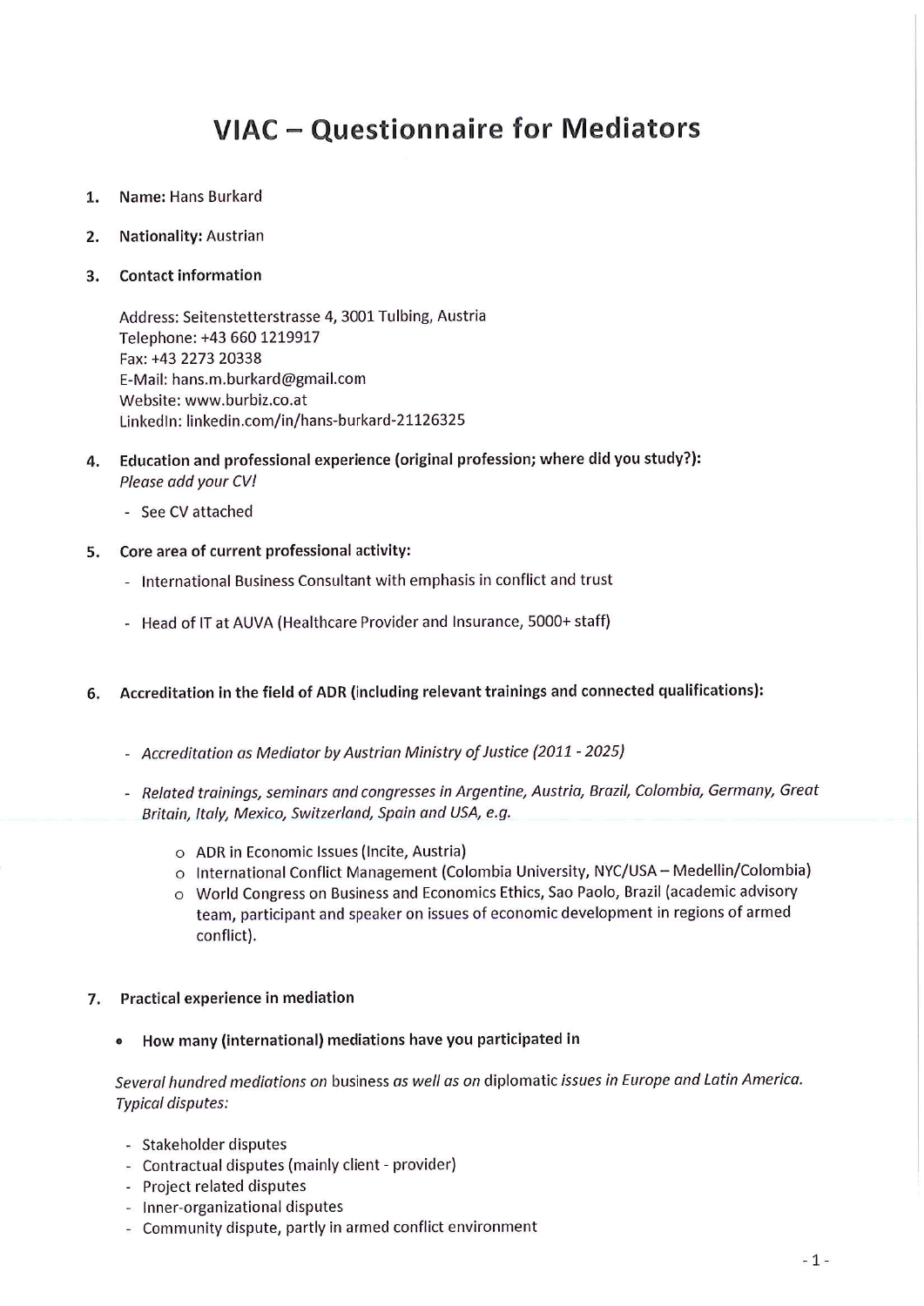# VIAC – Questionnaire for Mediators

1. **Name:** Hans Burkard

2. **Nationality:** Austrian

3. **Contact information**

   Address: Seitenstetterstrasse 4, 3001 Tulbing, Austria
   Telephone: +43 660 1219917
   Fax: +43 2273 20338
   E-Mail: hans.m.burkard@gmail.com
   Website: www.burbiz.co.at
   LinkedIn: linkedin.com/in/hans-burkard-21126325

4. **Education and professional experience (original profession; where did you study?):**
   *Please add your CV!*

   - See CV attached

5. **Core area of current professional activity:**

   - International Business Consultant with emphasis in conflict and trust
   - Head of IT at AUVA (Healthcare Provider and Insurance, 5000+ staff)

6. **Accreditation in the field of ADR (including relevant trainings and connected qualifications):**

   - *Accreditation as Mediator by Austrian Ministry of Justice (2011 - 2025)*
   - *Related trainings, seminars and congresses in Argentine, Austria, Brazil, Colombia, Germany, Great Britain, Italy, Mexico, Switzerland, Spain and USA, e.g.*
     - ADR in Economic Issues (Incite, Austria)
     - International Conflict Management (Colombia University, NYC/USA – Medellin/Colombia)
     - World Congress on Business and Economics Ethics, Sao Paolo, Brazil (academic advisory team, participant and speaker on issues of economic development in regions of armed conflict).

7. **Practical experience in mediation**

   - **How many (international) mediations have you participated in**

   *Several hundred mediations on* business *as well as on* diplomatic *issues in Europe and Latin America. Typical disputes:*

   - Stakeholder disputes
   - Contractual disputes (mainly client - provider)
   - Project related disputes
   - Inner-organizational disputes
   - Community dispute, partly in armed conflict environment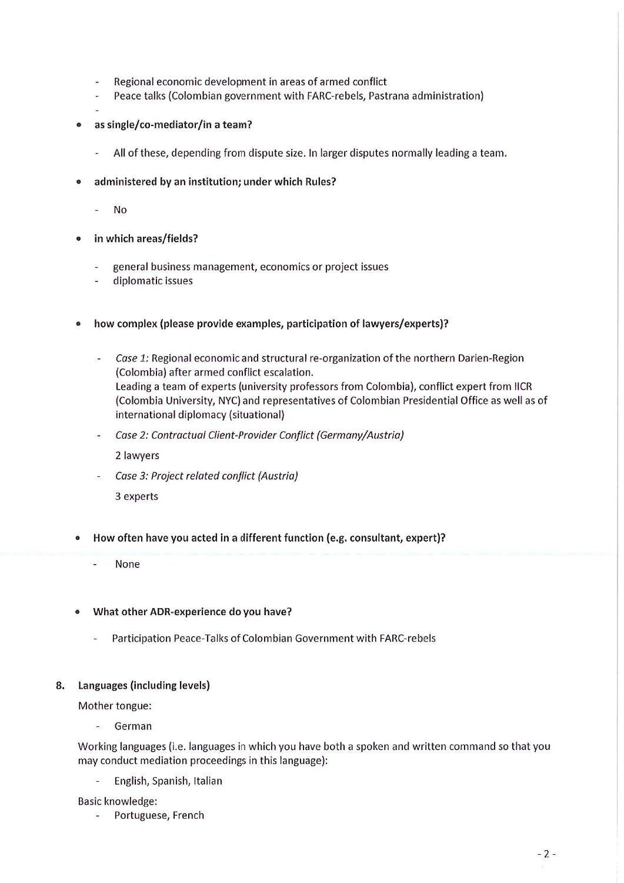- Regional economic development in areas of armed conflict
- Peace talks (Colombian government with FARC-rebels, Pastrana administration)
-

- **as single/co-mediator/in a team?**
  - All of these, depending from dispute size. In larger disputes normally leading a team.

- **administered by an institution; under which Rules?**
  - No

- **in which areas/fields?**
  - general business management, economics or project issues
  - diplomatic issues

- **how complex (please provide examples, participation of lawyers/experts)?**
  - *Case 1:* Regional economic and structural re-organization of the northern Darien-Region (Colombia) after armed conflict escalation.
    Leading a team of experts (university professors from Colombia), conflict expert from IICR (Colombia University, NYC) and representatives of Colombian Presidential Office as well as of international diplomacy (situational)
  - *Case 2: Contractual Client-Provider Conflict (Germany/Austria)*

    2 lawyers
  - *Case 3: Project related conflict (Austria)*

    3 experts

- **How often have you acted in a different function (e.g. consultant, expert)?**
  - None

- **What other ADR-experience do you have?**
  - Participation Peace-Talks of Colombian Government with FARC-rebels

**8. Languages (including levels)**

Mother tongue:

- German

Working languages (i.e. languages in which you have both a spoken and written command so that you may conduct mediation proceedings in this language):

- English, Spanish, Italian

Basic knowledge:

- Portuguese, French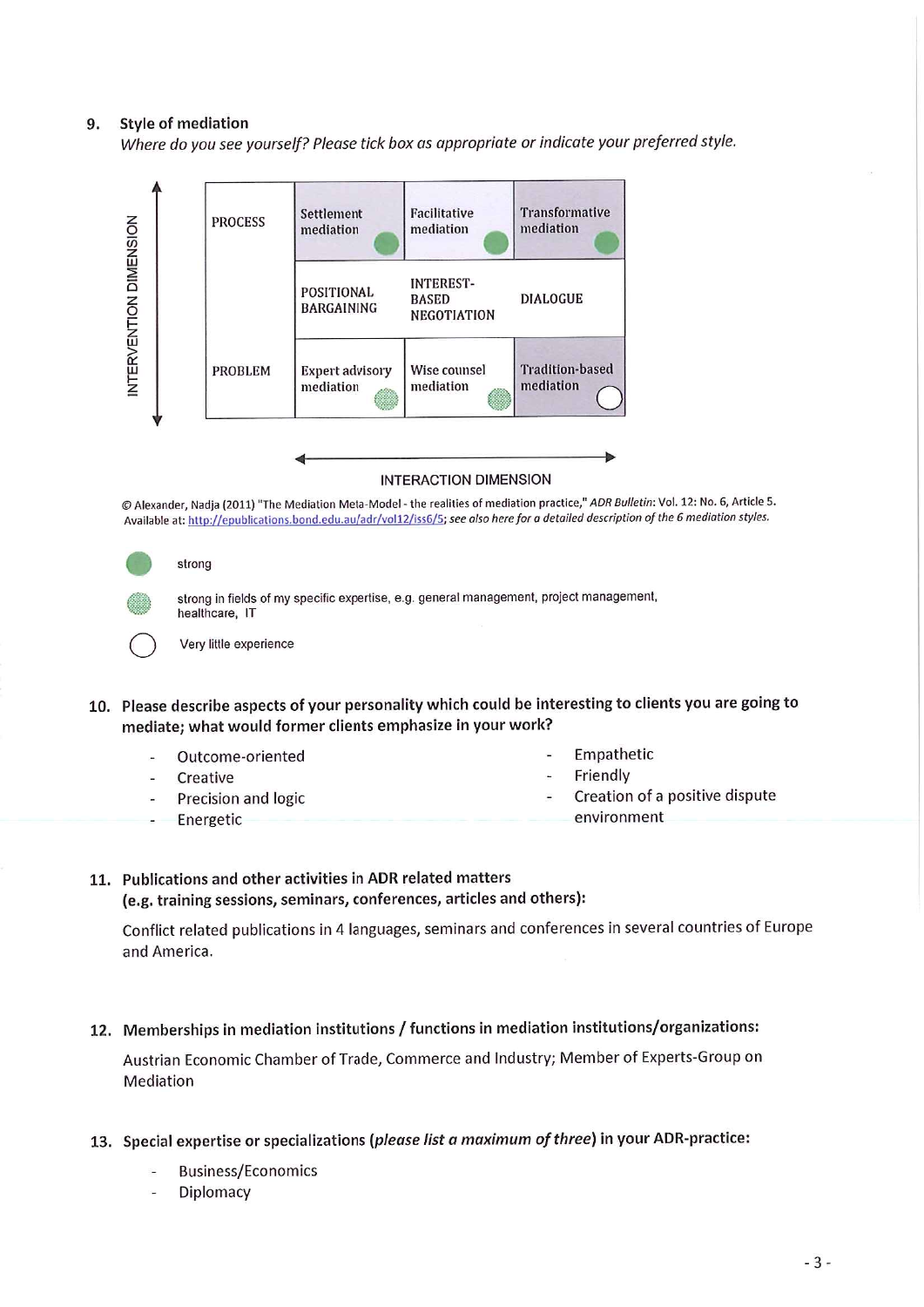## 9. Style of mediation

*Where do you see yourself? Please tick box as appropriate or indicate your preferred style.*

| INTERVENTION DIMENSION | | | |
|---|---|---|---|
| PROCESS | Settlement mediation (strong) | Facilitative mediation (strong) | Transformative mediation (strong) |
| | POSITIONAL BARGAINING | INTEREST-BASED NEGOTIATION | DIALOGUE |
| PROBLEM | Expert advisory mediation (strong in fields of my specific expertise) | Wise counsel mediation (strong in fields of my specific expertise) | Tradition-based mediation (Very little experience) |

INTERACTION DIMENSION

© Alexander, Nadja (2011) "The Mediation Meta-Model - the realities of mediation practice," *ADR Bulletin*: Vol. 12: No. 6, Article 5. Available at: http://epublications.bond.edu.au/adr/vol12/iss6/5; *see also here for a detailed description of the 6 mediation styles.*

- strong
- strong in fields of my specific expertise, e.g. general management, project management, healthcare, IT
- Very little experience

## 10. Please describe aspects of your personality which could be interesting to clients you are going to mediate; what would former clients emphasize in your work?

- Outcome-oriented
- Creative
- Precision and logic
- Energetic
- Empathetic
- Friendly
- Creation of a positive dispute environment

## 11. Publications and other activities in ADR related matters (e.g. training sessions, seminars, conferences, articles and others):

Conflict related publications in 4 languages, seminars and conferences in several countries of Europe and America.

## 12. Memberships in mediation institutions / functions in mediation institutions/organizations:

Austrian Economic Chamber of Trade, Commerce and Industry; Member of Experts-Group on Mediation

## 13. Special expertise or specializations (*please list a maximum of three*) in your ADR-practice:

- Business/Economics
- Diplomacy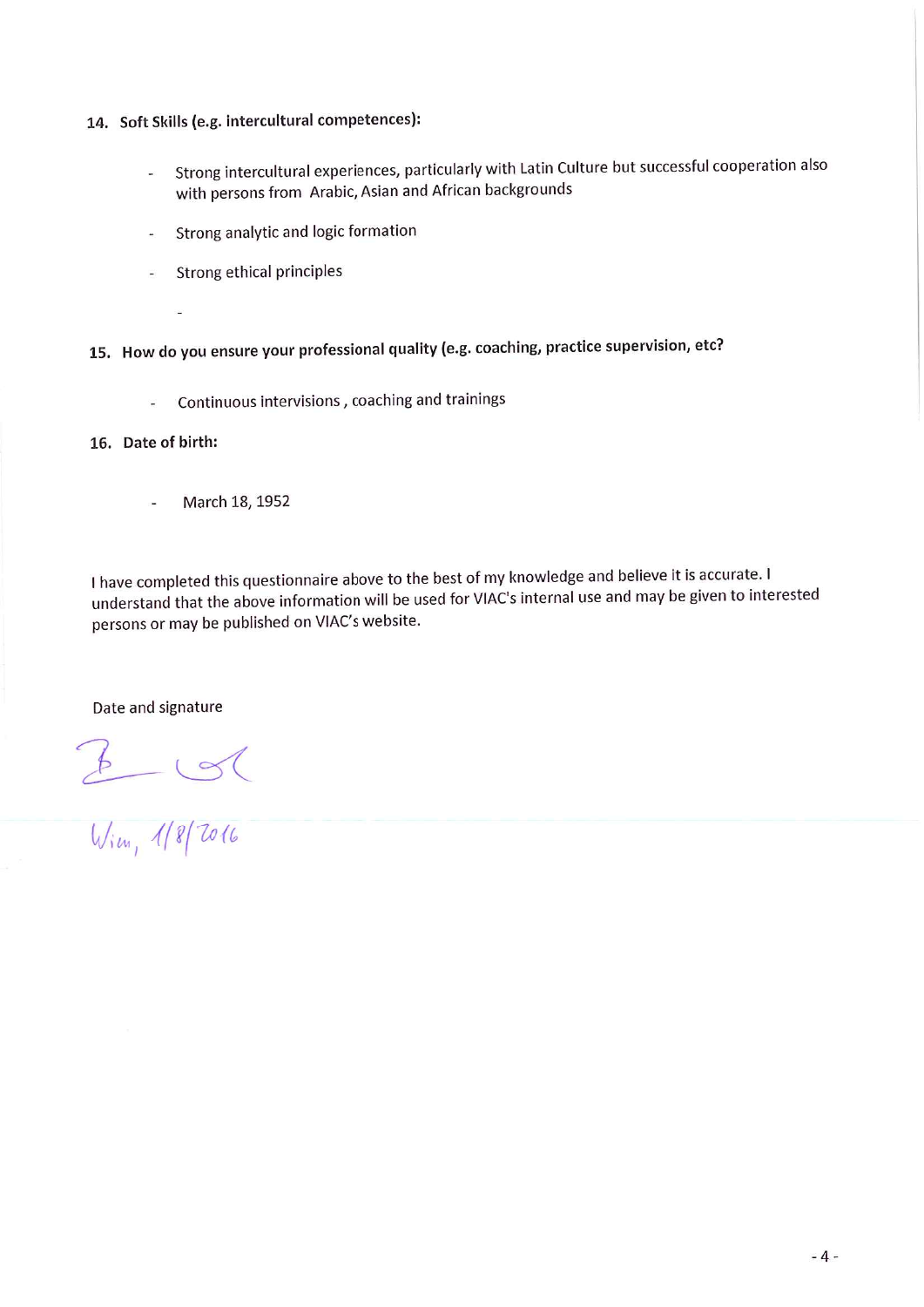**14. Soft Skills (e.g. intercultural competences):**

- Strong intercultural experiences, particularly with Latin Culture but successful cooperation also with persons from Arabic, Asian and African backgrounds
- Strong analytic and logic formation
- Strong ethical principles
-

**15. How do you ensure your professional quality (e.g. coaching, practice supervision, etc?**

- Continuous intervisions , coaching and trainings

**16. Date of birth:**

- March 18, 1952

I have completed this questionnaire above to the best of my knowledge and believe it is accurate. I understand that the above information will be used for VIAC's internal use and may be given to interested persons or may be published on VIAC's website.

Date and signature

Wien, 1/8/2016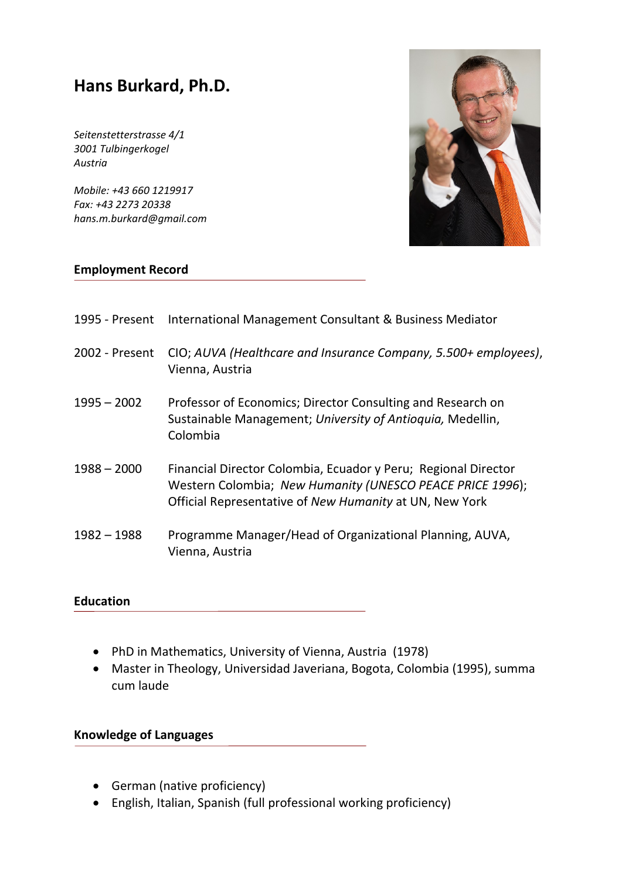# Hans Burkard, Ph.D.

*Seitenstetterstrasse 4/1*
*3001 Tulbingerkogel*
*Austria*

*Mobile: +43 660 1219917*
*Fax: +43 2273 20338*
*hans.m.burkard@gmail.com*

## Employment Record

| | |
|---|---|
| 1995 - Present | International Management Consultant & Business Mediator |
| 2002 - Present | CIO; *AUVA (Healthcare and Insurance Company, 5.500+ employees)*, Vienna, Austria |
| 1995 – 2002 | Professor of Economics; Director Consulting and Research on Sustainable Management; *University of Antioquia,* Medellin, Colombia |
| 1988 – 2000 | Financial Director Colombia, Ecuador y Peru; Regional Director Western Colombia; *New Humanity (UNESCO PEACE PRICE 1996*); Official Representative of *New Humanity* at UN, New York |
| 1982 – 1988 | Programme Manager/Head of Organizational Planning, AUVA, Vienna, Austria |

## Education

- PhD in Mathematics, University of Vienna, Austria (1978)
- Master in Theology, Universidad Javeriana, Bogota, Colombia (1995), summa cum laude

## Knowledge of Languages

- German (native proficiency)
- English, Italian, Spanish (full professional working proficiency)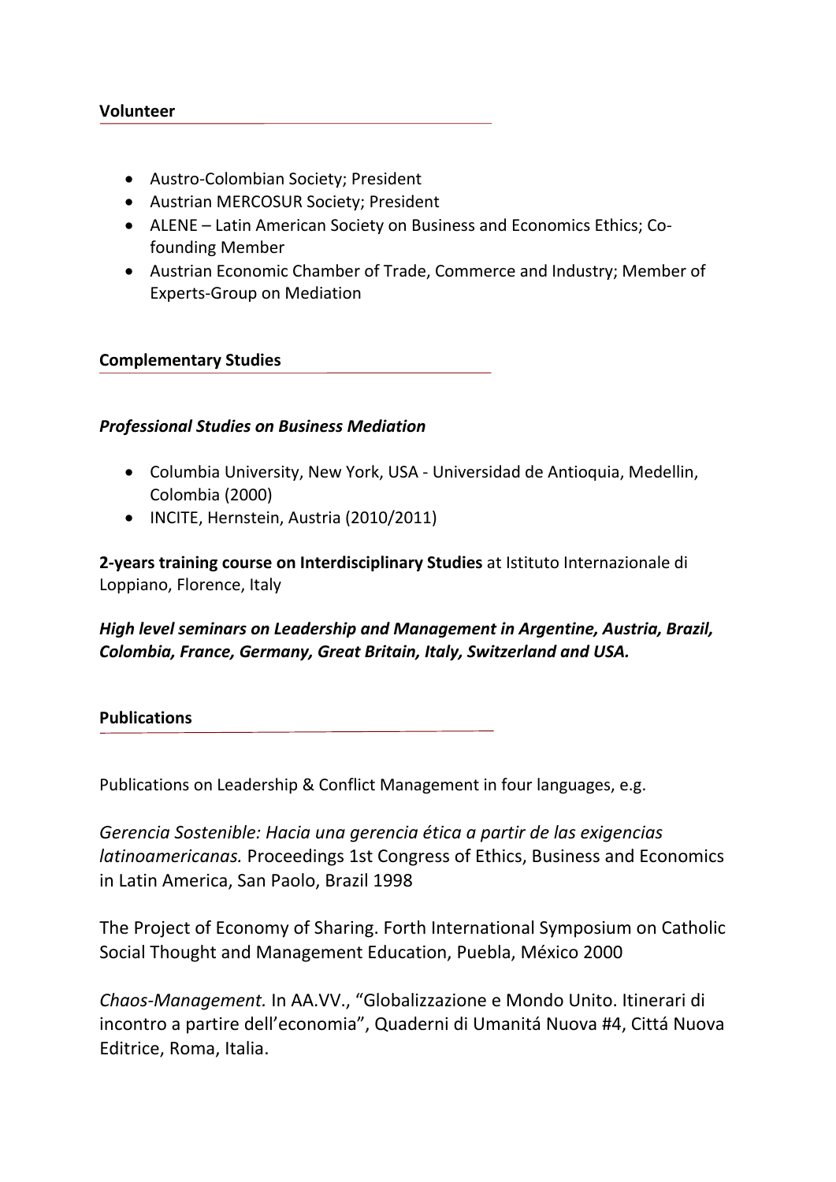## Volunteer

- Austro-Colombian Society; President
- Austrian MERCOSUR Society; President
- ALENE – Latin American Society on Business and Economics Ethics; Co-founding Member
- Austrian Economic Chamber of Trade, Commerce and Industry; Member of Experts-Group on Mediation

## Complementary Studies

***Professional Studies on Business Mediation***

- Columbia University, New York, USA - Universidad de Antioquia, Medellin, Colombia (2000)
- INCITE, Hernstein, Austria (2010/2011)

**2-years training course on Interdisciplinary Studies** at Istituto Internazionale di Loppiano, Florence, Italy

***High level seminars on Leadership and Management in Argentine, Austria, Brazil, Colombia, France, Germany, Great Britain, Italy, Switzerland and USA.***

## Publications

Publications on Leadership & Conflict Management in four languages, e.g.

*Gerencia Sostenible: Hacia una gerencia ética a partir de las exigencias latinoamericanas.* Proceedings 1st Congress of Ethics, Business and Economics in Latin America, San Paolo, Brazil 1998

The Project of Economy of Sharing. Forth International Symposium on Catholic Social Thought and Management Education, Puebla, México 2000

*Chaos-Management.* In AA.VV., "Globalizzazione e Mondo Unito. Itinerari di incontro a partire dell'economia", Quaderni di Umanitá Nuova #4, Cittá Nuova Editrice, Roma, Italia.